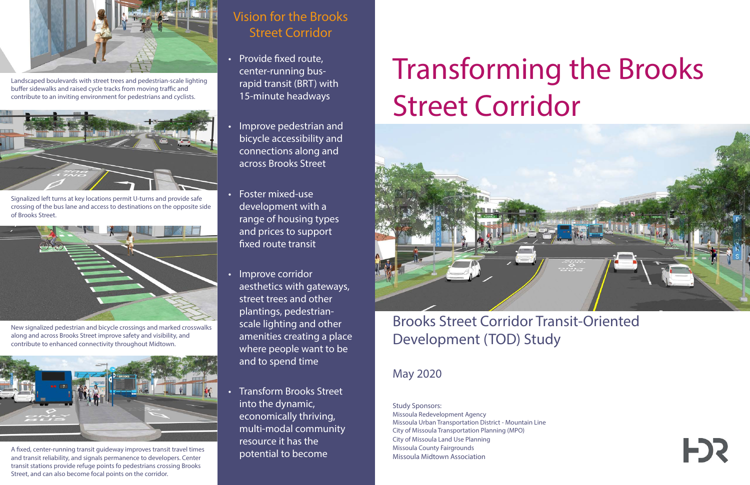# Transforming the Brooks Street Corridor

## Brooks Street Corridor Transit-Oriented Development (TOD) Study

May 2020

Study Sponsors:
Missoula Redevelopment Agency
Missoula Urban Transportation District - Mountain Line
City of Missoula Transportation Planning (MPO)
City of Missoula Land Use Planning
Missoula County Fairgrounds
Missoula Midtown Association

## Vision for the Brooks Street Corridor

- Provide fixed route, center-running bus-rapid transit (BRT) with 15-minute headways
- Improve pedestrian and bicycle accessibility and connections along and across Brooks Street
- Foster mixed-use development with a range of housing types and prices to support fixed route transit
- Improve corridor aesthetics with gateways, street trees and other plantings, pedestrian-scale lighting and other amenities creating a place where people want to be and to spend time
- Transform Brooks Street into the dynamic, economically thriving, multi-modal community resource it has the potential to become

Landscaped boulevards with street trees and pedestrian-scale lighting buffer sidewalks and raised cycle tracks from moving traffic and contribute to an inviting environment for pedestrians and cyclists.

Signalized left turns at key locations permit U-turns and provide safe crossing of the bus lane and access to destinations on the opposite side of Brooks Street.

New signalized pedestrian and bicycle crossings and marked crosswalks along and across Brooks Street improve safety and visibility, and contribute to enhanced connectivity throughout Midtown.

A fixed, center-running transit guideway improves transit travel times and transit reliability, and signals permanence to developers. Center transit stations provide refuge points fo pedestrians crossing Brooks Street, and can also become focal points on the corridor.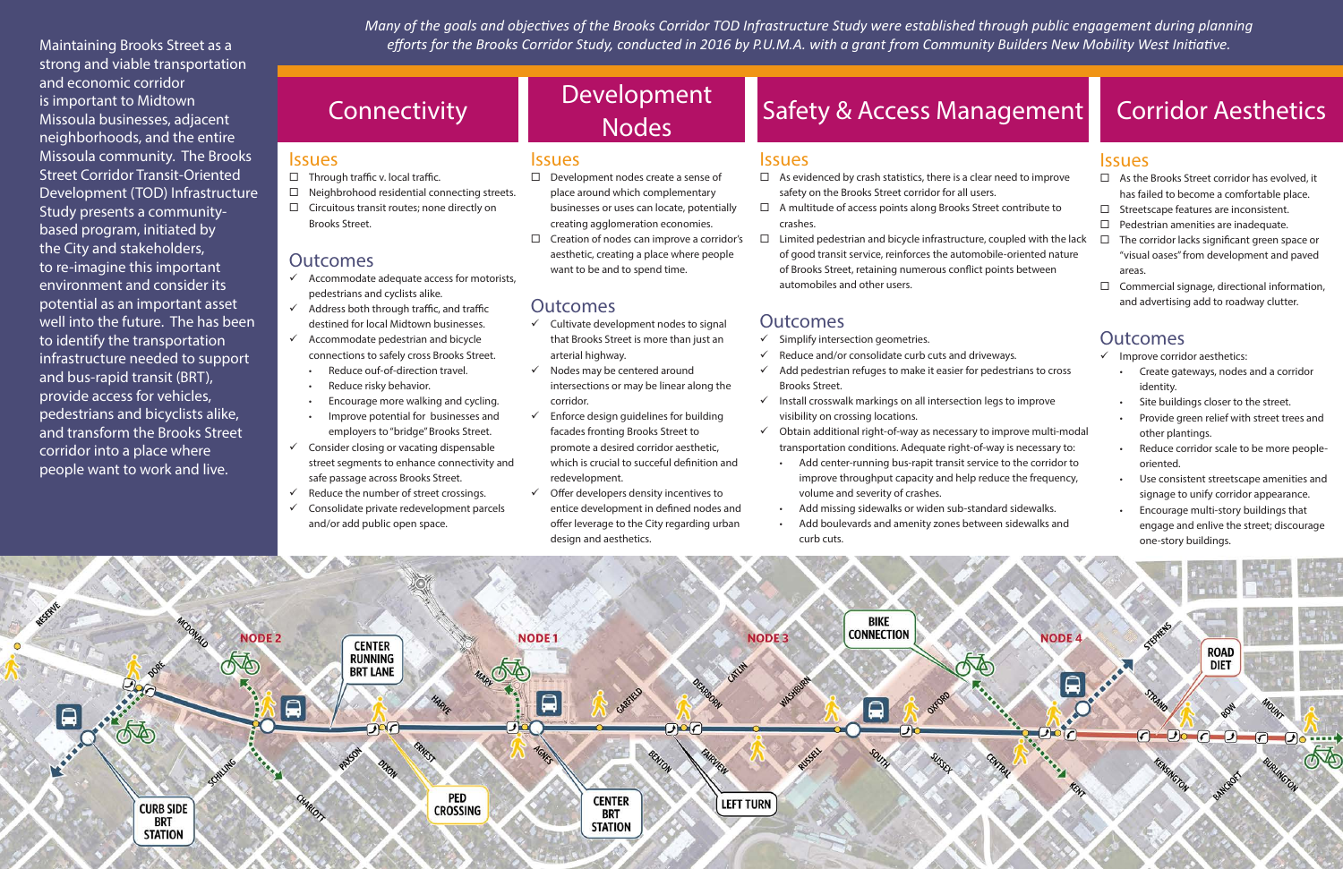*Many of the goals and objectives of the Brooks Corridor TOD Infrastructure Study were established through public engagement during planning efforts for the Brooks Corridor Study, conducted in 2016 by P.U.M.A. with a grant from Community Builders New Mobility West Initiative.*

Maintaining Brooks Street as a strong and viable transportation and economic corridor is important to Midtown Missoula businesses, adjacent neighborhoods, and the entire Missoula community. The Brooks Street Corridor Transit-Oriented Development (TOD) Infrastructure Study presents a community-based program, initiated by the City and stakeholders, to re-imagine this important environment and consider its potential as an important asset well into the future. The has been to identify the transportation infrastructure needed to support and bus-rapid transit (BRT), provide access for vehicles, pedestrians and bicyclists alike, and transform the Brooks Street corridor into a place where people want to work and live.

## Connectivity

### Issues

- ☐ Through traffic v. local traffic.
- ☐ Neighborhood residential connecting streets.
- ☐ Circuitous transit routes; none directly on Brooks Street.

### Outcomes

- ✓ Accommodate adequate access for motorists, pedestrians and cyclists alike.
- ✓ Address both through traffic, and traffic destined for local Midtown businesses.
- ✓ Accommodate pedestrian and bicycle connections to safely cross Brooks Street.
  - Reduce ouf-of-direction travel.
  - Reduce risky behavior.
  - Encourage more walking and cycling.
  - Improve potential for businesses and employers to "bridge" Brooks Street.
- ✓ Consider closing or vacating dispensable street segments to enhance connectivity and safe passage across Brooks Street.
- ✓ Reduce the number of street crossings.
- ✓ Consolidate private redevelopment parcels and/or add public open space.

## Development Nodes

### Issues

- ☐ Development nodes create a sense of place around which complementary businesses or uses can locate, potentially creating agglomeration economies.
- ☐ Creation of nodes can improve a corridor's aesthetic, creating a place where people want to be and to spend time.

### Outcomes

- ✓ Cultivate development nodes to signal that Brooks Street is more than just an arterial highway.
- ✓ Nodes may be centered around intersections or may be linear along the corridor.
- ✓ Enforce design guidelines for building facades fronting Brooks Street to promote a desired corridor aesthetic, which is crucial to succeful definition and redevelopment.
- ✓ Offer developers density incentives to entice development in defined nodes and offer leverage to the City regarding urban design and aesthetics.

## Safety & Access Management

### Issues

- ☐ As evidenced by crash statistics, there is a clear need to improve safety on the Brooks Street corridor for all users.
- ☐ A multitude of access points along Brooks Street contribute to crashes.
- ☐ Limited pedestrian and bicycle infrastructure, coupled with the lack of good transit service, reinforces the automobile-oriented nature of Brooks Street, retaining numerous conflict points between automobiles and other users.

### Outcomes

- ✓ Simplify intersection geometries.
- ✓ Reduce and/or consolidate curb cuts and driveways.
- ✓ Add pedestrian refuges to make it easier for pedestrians to cross Brooks Street.
- ✓ Install crosswalk markings on all intersection legs to improve visibility on crossing locations.
- ✓ Obtain additional right-of-way as necessary to improve multi-modal transportation conditions. Adequate right-of-way is necessary to:
  - Add center-running bus-rapit transit service to the corridor to improve throughput capacity and help reduce the frequency, volume and severity of crashes.
  - Add missing sidewalks or widen sub-standard sidewalks.
  - Add boulevards and amenity zones between sidewalks and curb cuts.

## Corridor Aesthetics

### Issues

- ☐ As the Brooks Street corridor has evolved, it has failed to become a comfortable place.
- ☐ Streetscape features are inconsistent.
- ☐ Pedestrian amenities are inadequate.
- ☐ The corridor lacks significant green space or "visual oases" from development and paved areas.
- ☐ Commercial signage, directional information, and advertising add to roadway clutter.

### Outcomes

- ✓ Improve corridor aesthetics:
  - Create gateways, nodes and a corridor identity.
  - Site buildings closer to the street.
  - Provide green relief with street trees and other plantings.
  - Reduce corridor scale to be more people-oriented.
  - Use consistent streetscape amenities and signage to unify corridor appearance.
  - Encourage multi-story buildings that engage and enlive the street; discourage one-story buildings.

RESERVE
MCDONALD
DORE
SCHILLING
CHARLOTT
PAXSON
DIXON
ERNEST
HARVE
MARY
AGNES
GARFIELD
BENTON
DEARBORN
FAIRVIEW
CATLIN
WASHBURN
RUSSELL
SOUTH
OXFORD
SUSSEX
CENTRAL
KENT
STEPHENS
STRAND
KENSINGTON
BOW
BANCROFT
MOUNT
BURLINGTON

NODE 2
NODE 1
NODE 3
NODE 4

CURB SIDE BRT STATION
CENTER RUNNING BRT LANE
PED CROSSING
CENTER BRT STATION
LEFT TURN
BIKE CONNECTION
ROAD DIET